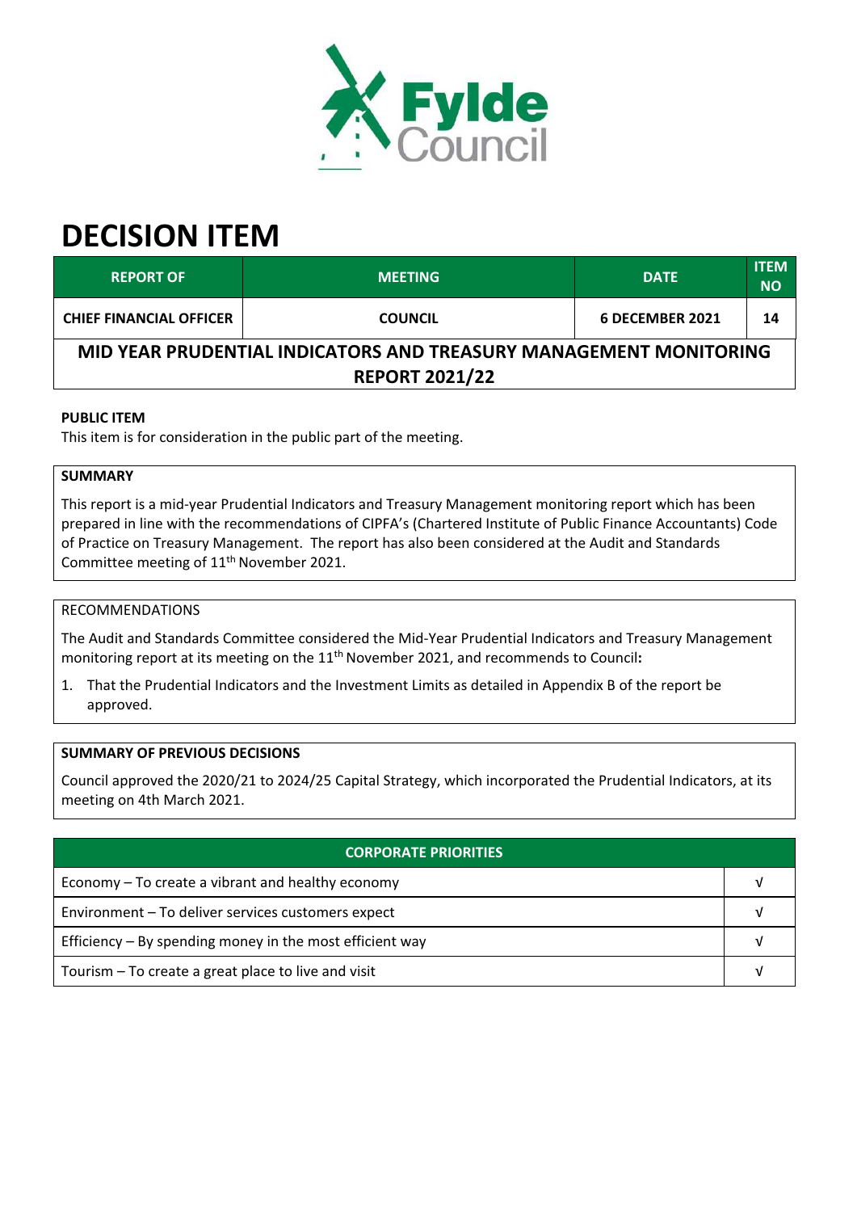# DECISION ITEM

| REPORT OF | MEETING | DATE | ITEM NO |
|---|---|---|---|
| CHIEF FINANCIAL OFFICER | COUNCIL | 6 DECEMBER 2021 | 14 |
| **MID YEAR PRUDENTIAL INDICATORS AND TREASURY MANAGEMENT MONITORING REPORT 2021/22** | | | |

**PUBLIC ITEM**

This item is for consideration in the public part of the meeting.

**SUMMARY**

This report is a mid-year Prudential Indicators and Treasury Management monitoring report which has been prepared in line with the recommendations of CIPFA's (Chartered Institute of Public Finance Accountants) Code of Practice on Treasury Management. The report has also been considered at the Audit and Standards Committee meeting of 11th November 2021.

RECOMMENDATIONS

The Audit and Standards Committee considered the Mid-Year Prudential Indicators and Treasury Management monitoring report at its meeting on the 11th November 2021, and recommends to Council**:**

1. That the Prudential Indicators and the Investment Limits as detailed in Appendix B of the report be approved.

**SUMMARY OF PREVIOUS DECISIONS**

Council approved the 2020/21 to 2024/25 Capital Strategy, which incorporated the Prudential Indicators, at its meeting on 4th March 2021.

| CORPORATE PRIORITIES | |
|---|---|
| Economy – To create a vibrant and healthy economy | √ |
| Environment – To deliver services customers expect | √ |
| Efficiency – By spending money in the most efficient way | √ |
| Tourism – To create a great place to live and visit | √ |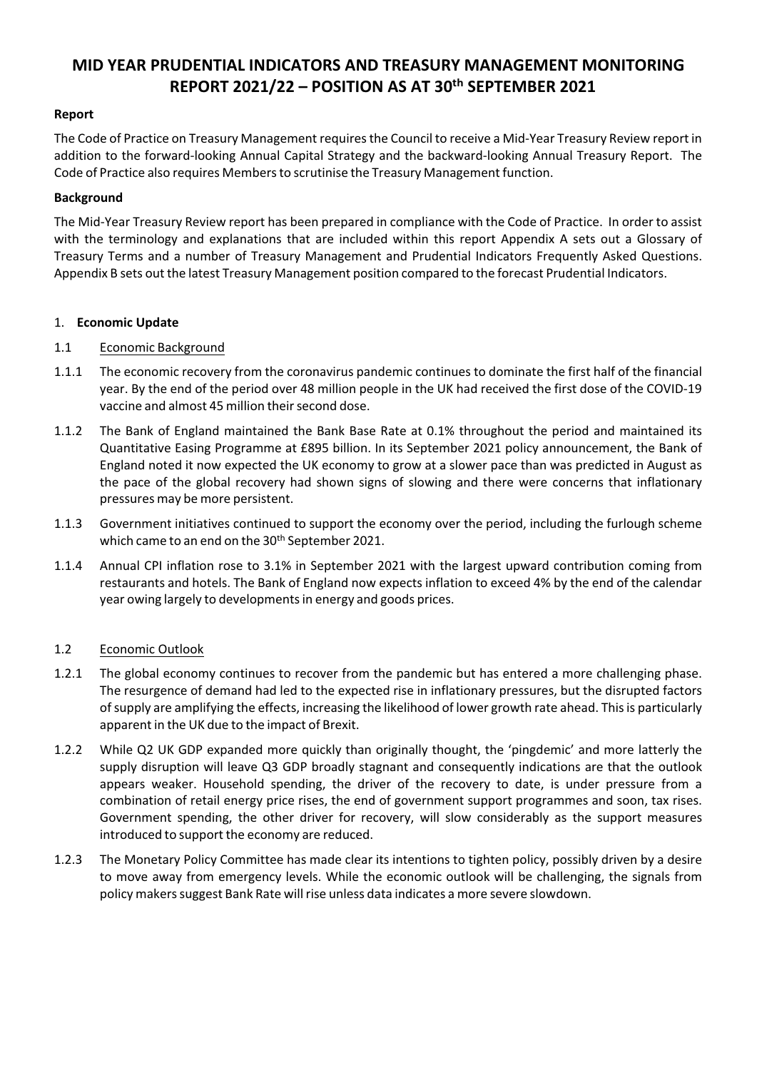# MID YEAR PRUDENTIAL INDICATORS AND TREASURY MANAGEMENT MONITORING REPORT 2021/22 – POSITION AS AT 30th SEPTEMBER 2021

**Report**

The Code of Practice on Treasury Management requires the Council to receive a Mid-Year Treasury Review report in addition to the forward-looking Annual Capital Strategy and the backward-looking Annual Treasury Report. The Code of Practice also requires Members to scrutinise the Treasury Management function.

**Background**

The Mid-Year Treasury Review report has been prepared in compliance with the Code of Practice. In order to assist with the terminology and explanations that are included within this report Appendix A sets out a Glossary of Treasury Terms and a number of Treasury Management and Prudential Indicators Frequently Asked Questions. Appendix B sets out the latest Treasury Management position compared to the forecast Prudential Indicators.

1. **Economic Update**

1.1 Economic Background

1.1.1 The economic recovery from the coronavirus pandemic continues to dominate the first half of the financial year. By the end of the period over 48 million people in the UK had received the first dose of the COVID-19 vaccine and almost 45 million their second dose.

1.1.2 The Bank of England maintained the Bank Base Rate at 0.1% throughout the period and maintained its Quantitative Easing Programme at £895 billion. In its September 2021 policy announcement, the Bank of England noted it now expected the UK economy to grow at a slower pace than was predicted in August as the pace of the global recovery had shown signs of slowing and there were concerns that inflationary pressures may be more persistent.

1.1.3 Government initiatives continued to support the economy over the period, including the furlough scheme which came to an end on the 30th September 2021.

1.1.4 Annual CPI inflation rose to 3.1% in September 2021 with the largest upward contribution coming from restaurants and hotels. The Bank of England now expects inflation to exceed 4% by the end of the calendar year owing largely to developments in energy and goods prices.

1.2 Economic Outlook

1.2.1 The global economy continues to recover from the pandemic but has entered a more challenging phase. The resurgence of demand had led to the expected rise in inflationary pressures, but the disrupted factors of supply are amplifying the effects, increasing the likelihood of lower growth rate ahead. This is particularly apparent in the UK due to the impact of Brexit.

1.2.2 While Q2 UK GDP expanded more quickly than originally thought, the 'pingdemic' and more latterly the supply disruption will leave Q3 GDP broadly stagnant and consequently indications are that the outlook appears weaker. Household spending, the driver of the recovery to date, is under pressure from a combination of retail energy price rises, the end of government support programmes and soon, tax rises. Government spending, the other driver for recovery, will slow considerably as the support measures introduced to support the economy are reduced.

1.2.3 The Monetary Policy Committee has made clear its intentions to tighten policy, possibly driven by a desire to move away from emergency levels. While the economic outlook will be challenging, the signals from policy makers suggest Bank Rate will rise unless data indicates a more severe slowdown.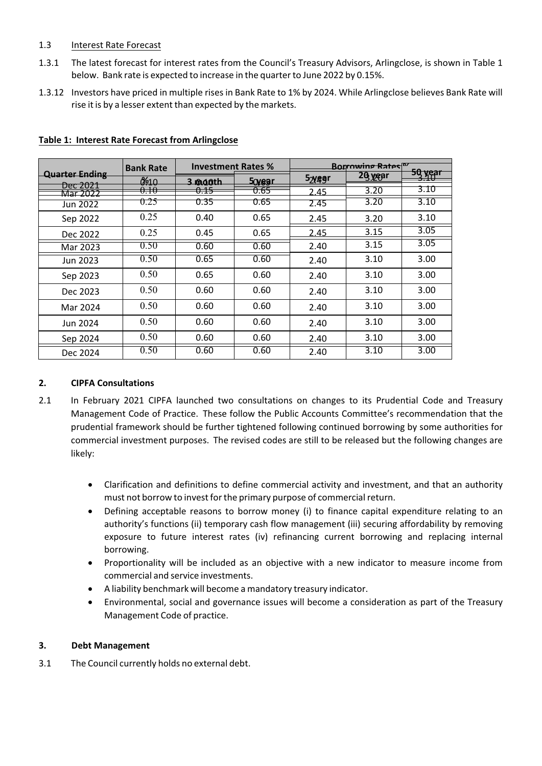1.3 Interest Rate Forecast

1.3.1 The latest forecast for interest rates from the Council's Treasury Advisors, Arlingclose, is shown in Table 1 below. Bank rate is expected to increase in the quarter to June 2022 by 0.15%.

1.3.12 Investors have priced in multiple rises in Bank Rate to 1% by 2024. While Arlingclose believes Bank Rate will rise it is by a lesser extent than expected by the markets.

**Table 1: Interest Rate Forecast from Arlingclose**

| Quarter Ending | Bank Rate % | Investment Rates % | | Borrowing Rates % | | |
|---|---|---|---|---|---|---|
| | | 3 month | 5 year | 5 year | 20 year | 50 year |
| Dec 2021 | 0.10 | 0.10 | 0.65 | 2.45 | 3.20 | 3.10 |
| Mar 2022 | 0.10 | 0.15 | 0.65 | 2.45 | 3.20 | 3.10 |
| Jun 2022 | 0.25 | 0.35 | 0.65 | 2.45 | 3.20 | 3.10 |
| Sep 2022 | 0.25 | 0.40 | 0.65 | 2.45 | 3.20 | 3.10 |
| Dec 2022 | 0.25 | 0.45 | 0.65 | 2.45 | 3.15 | 3.05 |
| Mar 2023 | 0.50 | 0.60 | 0.60 | 2.40 | 3.15 | 3.05 |
| Jun 2023 | 0.50 | 0.65 | 0.60 | 2.40 | 3.10 | 3.00 |
| Sep 2023 | 0.50 | 0.65 | 0.60 | 2.40 | 3.10 | 3.00 |
| Dec 2023 | 0.50 | 0.60 | 0.60 | 2.40 | 3.10 | 3.00 |
| Mar 2024 | 0.50 | 0.60 | 0.60 | 2.40 | 3.10 | 3.00 |
| Jun 2024 | 0.50 | 0.60 | 0.60 | 2.40 | 3.10 | 3.00 |
| Sep 2024 | 0.50 | 0.60 | 0.60 | 2.40 | 3.10 | 3.00 |
| Dec 2024 | 0.50 | 0.60 | 0.60 | 2.40 | 3.10 | 3.00 |

## 2. CIPFA Consultations

2.1 In February 2021 CIPFA launched two consultations on changes to its Prudential Code and Treasury Management Code of Practice. These follow the Public Accounts Committee's recommendation that the prudential framework should be further tightened following continued borrowing by some authorities for commercial investment purposes. The revised codes are still to be released but the following changes are likely:

- Clarification and definitions to define commercial activity and investment, and that an authority must not borrow to invest for the primary purpose of commercial return.
- Defining acceptable reasons to borrow money (i) to finance capital expenditure relating to an authority's functions (ii) temporary cash flow management (iii) securing affordability by removing exposure to future interest rates (iv) refinancing current borrowing and replacing internal borrowing.
- Proportionality will be included as an objective with a new indicator to measure income from commercial and service investments.
- A liability benchmark will become a mandatory treasury indicator.
- Environmental, social and governance issues will become a consideration as part of the Treasury Management Code of practice.

## 3. Debt Management

3.1 The Council currently holds no external debt.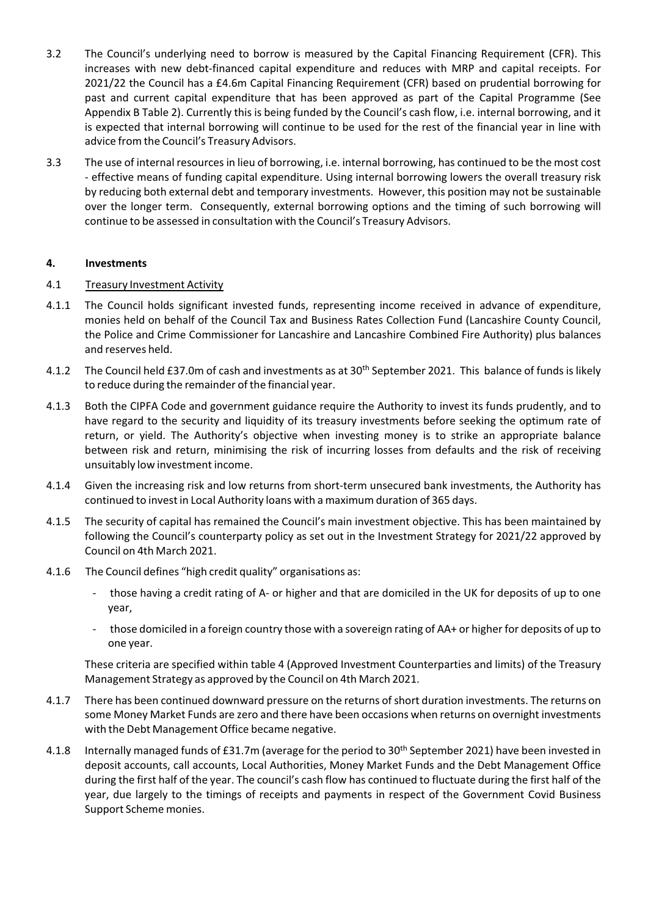3.2 The Council's underlying need to borrow is measured by the Capital Financing Requirement (CFR). This increases with new debt-financed capital expenditure and reduces with MRP and capital receipts. For 2021/22 the Council has a £4.6m Capital Financing Requirement (CFR) based on prudential borrowing for past and current capital expenditure that has been approved as part of the Capital Programme (See Appendix B Table 2). Currently this is being funded by the Council's cash flow, i.e. internal borrowing, and it is expected that internal borrowing will continue to be used for the rest of the financial year in line with advice from the Council's Treasury Advisors.

3.3 The use of internal resources in lieu of borrowing, i.e. internal borrowing, has continued to be the most cost - effective means of funding capital expenditure. Using internal borrowing lowers the overall treasury risk by reducing both external debt and temporary investments. However, this position may not be sustainable over the longer term. Consequently, external borrowing options and the timing of such borrowing will continue to be assessed in consultation with the Council's Treasury Advisors.

## 4. Investments

### 4.1 Treasury Investment Activity

4.1.1 The Council holds significant invested funds, representing income received in advance of expenditure, monies held on behalf of the Council Tax and Business Rates Collection Fund (Lancashire County Council, the Police and Crime Commissioner for Lancashire and Lancashire Combined Fire Authority) plus balances and reserves held.

4.1.2 The Council held £37.0m of cash and investments as at 30th September 2021. This balance of funds is likely to reduce during the remainder of the financial year.

4.1.3 Both the CIPFA Code and government guidance require the Authority to invest its funds prudently, and to have regard to the security and liquidity of its treasury investments before seeking the optimum rate of return, or yield. The Authority's objective when investing money is to strike an appropriate balance between risk and return, minimising the risk of incurring losses from defaults and the risk of receiving unsuitably low investment income.

4.1.4 Given the increasing risk and low returns from short-term unsecured bank investments, the Authority has continued to invest in Local Authority loans with a maximum duration of 365 days.

4.1.5 The security of capital has remained the Council's main investment objective. This has been maintained by following the Council's counterparty policy as set out in the Investment Strategy for 2021/22 approved by Council on 4th March 2021.

4.1.6 The Council defines "high credit quality" organisations as:

- those having a credit rating of A- or higher and that are domiciled in the UK for deposits of up to one year,
- those domiciled in a foreign country those with a sovereign rating of AA+ or higher for deposits of up to one year.

These criteria are specified within table 4 (Approved Investment Counterparties and limits) of the Treasury Management Strategy as approved by the Council on 4th March 2021.

4.1.7 There has been continued downward pressure on the returns of short duration investments. The returns on some Money Market Funds are zero and there have been occasions when returns on overnight investments with the Debt Management Office became negative.

4.1.8 Internally managed funds of £31.7m (average for the period to 30th September 2021) have been invested in deposit accounts, call accounts, Local Authorities, Money Market Funds and the Debt Management Office during the first half of the year. The council's cash flow has continued to fluctuate during the first half of the year, due largely to the timings of receipts and payments in respect of the Government Covid Business Support Scheme monies.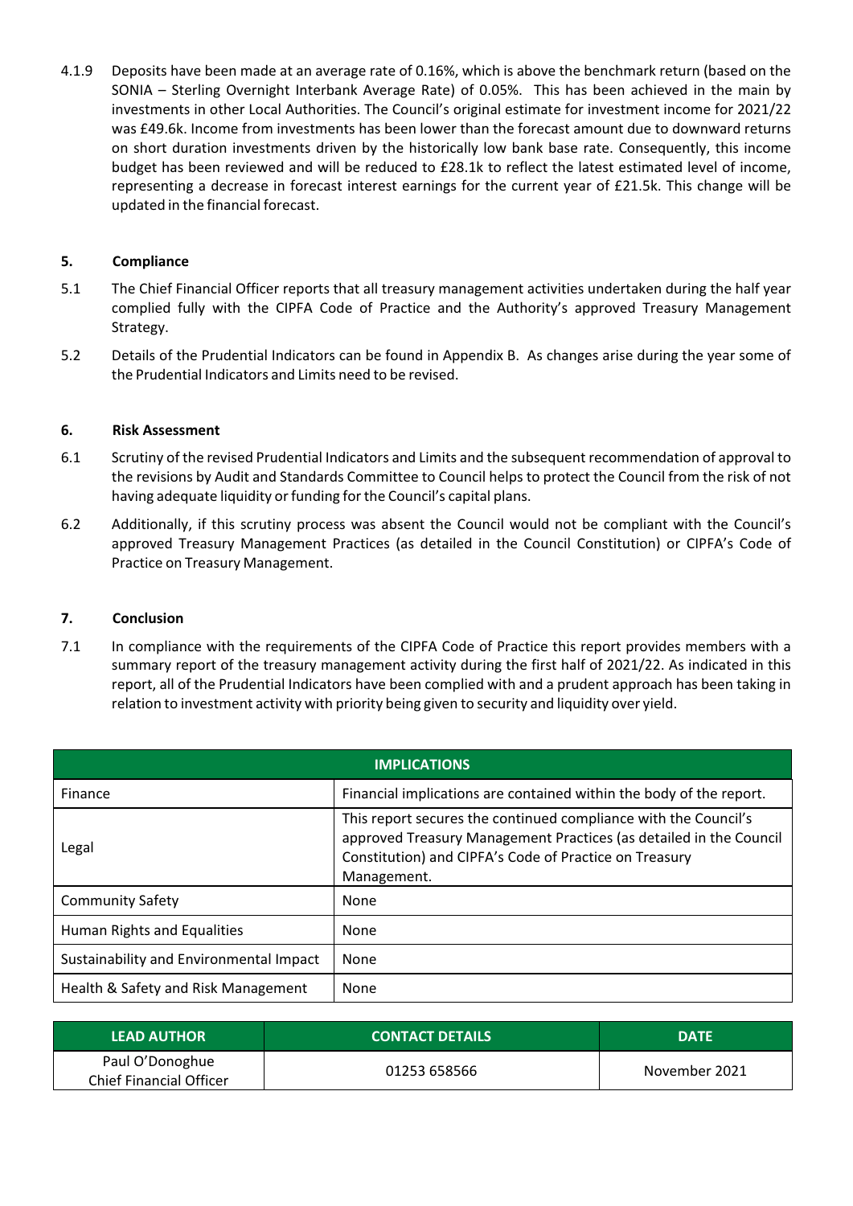4.1.9 Deposits have been made at an average rate of 0.16%, which is above the benchmark return (based on the SONIA – Sterling Overnight Interbank Average Rate) of 0.05%. This has been achieved in the main by investments in other Local Authorities. The Council's original estimate for investment income for 2021/22 was £49.6k. Income from investments has been lower than the forecast amount due to downward returns on short duration investments driven by the historically low bank base rate. Consequently, this income budget has been reviewed and will be reduced to £28.1k to reflect the latest estimated level of income, representing a decrease in forecast interest earnings for the current year of £21.5k. This change will be updated in the financial forecast.

## 5. Compliance

5.1 The Chief Financial Officer reports that all treasury management activities undertaken during the half year complied fully with the CIPFA Code of Practice and the Authority's approved Treasury Management Strategy.

5.2 Details of the Prudential Indicators can be found in Appendix B. As changes arise during the year some of the Prudential Indicators and Limits need to be revised.

## 6. Risk Assessment

6.1 Scrutiny of the revised Prudential Indicators and Limits and the subsequent recommendation of approval to the revisions by Audit and Standards Committee to Council helps to protect the Council from the risk of not having adequate liquidity or funding for the Council's capital plans.

6.2 Additionally, if this scrutiny process was absent the Council would not be compliant with the Council's approved Treasury Management Practices (as detailed in the Council Constitution) or CIPFA's Code of Practice on Treasury Management.

## 7. Conclusion

7.1 In compliance with the requirements of the CIPFA Code of Practice this report provides members with a summary report of the treasury management activity during the first half of 2021/22. As indicated in this report, all of the Prudential Indicators have been complied with and a prudent approach has been taking in relation to investment activity with priority being given to security and liquidity over yield.

| IMPLICATIONS | |
|---|---|
| Finance | Financial implications are contained within the body of the report. |
| Legal | This report secures the continued compliance with the Council's approved Treasury Management Practices (as detailed in the Council Constitution) and CIPFA's Code of Practice on Treasury Management. |
| Community Safety | None |
| Human Rights and Equalities | None |
| Sustainability and Environmental Impact | None |
| Health & Safety and Risk Management | None |

| LEAD AUTHOR | CONTACT DETAILS | DATE |
|---|---|---|
| Paul O'Donoghue<br>Chief Financial Officer | 01253 658566 | November 2021 |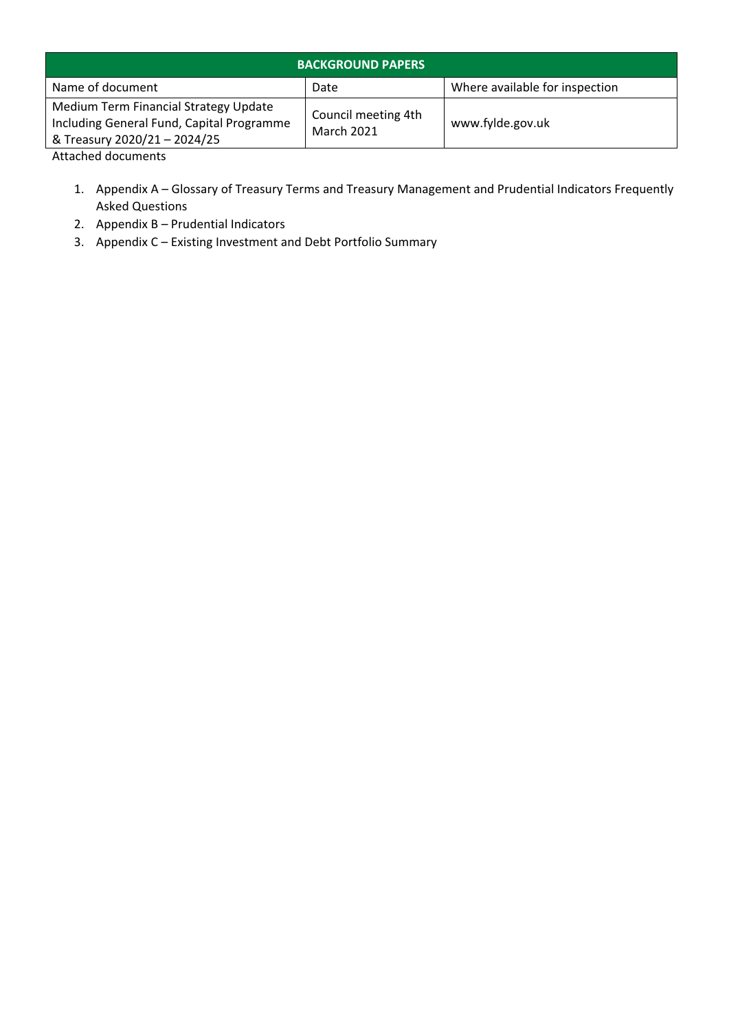| BACKGROUND PAPERS | | |
|---|---|---|
| Name of document | Date | Where available for inspection |
| Medium Term Financial Strategy Update Including General Fund, Capital Programme & Treasury 2020/21 – 2024/25 | Council meeting 4th March 2021 | www.fylde.gov.uk |

Attached documents

1. Appendix A – Glossary of Treasury Terms and Treasury Management and Prudential Indicators Frequently Asked Questions
2. Appendix B – Prudential Indicators
3. Appendix C – Existing Investment and Debt Portfolio Summary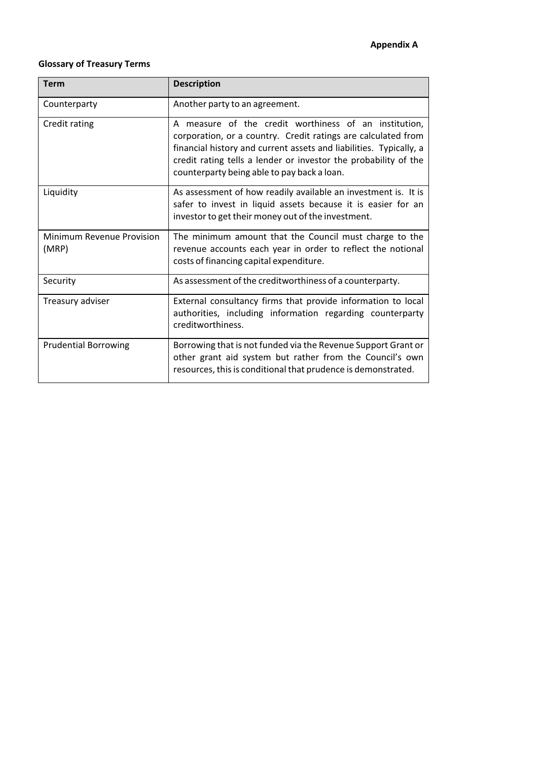**Appendix A**

**Glossary of Treasury Terms**

| Term | Description |
|---|---|
| Counterparty | Another party to an agreement. |
| Credit rating | A measure of the credit worthiness of an institution, corporation, or a country. Credit ratings are calculated from financial history and current assets and liabilities. Typically, a credit rating tells a lender or investor the probability of the counterparty being able to pay back a loan. |
| Liquidity | As assessment of how readily available an investment is. It is safer to invest in liquid assets because it is easier for an investor to get their money out of the investment. |
| Minimum Revenue Provision (MRP) | The minimum amount that the Council must charge to the revenue accounts each year in order to reflect the notional costs of financing capital expenditure. |
| Security | As assessment of the creditworthiness of a counterparty. |
| Treasury adviser | External consultancy firms that provide information to local authorities, including information regarding counterparty creditworthiness. |
| Prudential Borrowing | Borrowing that is not funded via the Revenue Support Grant or other grant aid system but rather from the Council's own resources, this is conditional that prudence is demonstrated. |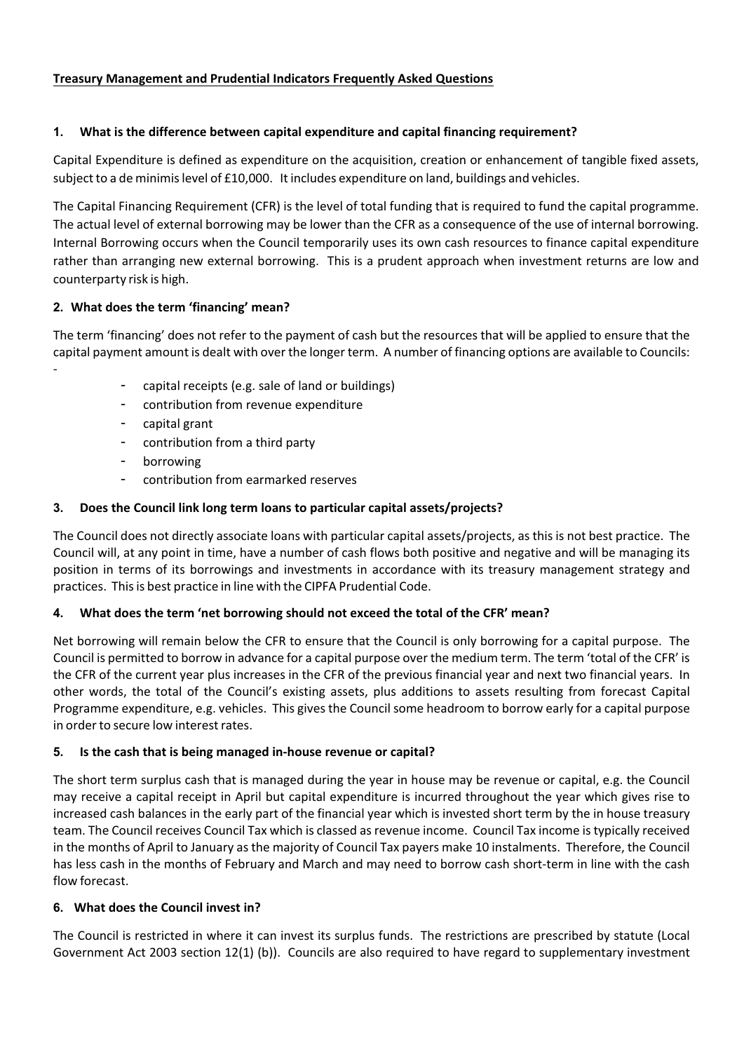**Treasury Management and Prudential Indicators Frequently Asked Questions**

**1. What is the difference between capital expenditure and capital financing requirement?**

Capital Expenditure is defined as expenditure on the acquisition, creation or enhancement of tangible fixed assets, subject to a de minimis level of £10,000. It includes expenditure on land, buildings and vehicles.

The Capital Financing Requirement (CFR) is the level of total funding that is required to fund the capital programme. The actual level of external borrowing may be lower than the CFR as a consequence of the use of internal borrowing. Internal Borrowing occurs when the Council temporarily uses its own cash resources to finance capital expenditure rather than arranging new external borrowing. This is a prudent approach when investment returns are low and counterparty risk is high.

**2. What does the term 'financing' mean?**

The term 'financing' does not refer to the payment of cash but the resources that will be applied to ensure that the capital payment amount is dealt with over the longer term. A number of financing options are available to Councils:

- capital receipts (e.g. sale of land or buildings)
- contribution from revenue expenditure
- capital grant
- contribution from a third party
- borrowing
- contribution from earmarked reserves

**3. Does the Council link long term loans to particular capital assets/projects?**

The Council does not directly associate loans with particular capital assets/projects, as this is not best practice. The Council will, at any point in time, have a number of cash flows both positive and negative and will be managing its position in terms of its borrowings and investments in accordance with its treasury management strategy and practices. This is best practice in line with the CIPFA Prudential Code.

**4. What does the term 'net borrowing should not exceed the total of the CFR' mean?**

Net borrowing will remain below the CFR to ensure that the Council is only borrowing for a capital purpose. The Council is permitted to borrow in advance for a capital purpose over the medium term. The term 'total of the CFR' is the CFR of the current year plus increases in the CFR of the previous financial year and next two financial years. In other words, the total of the Council's existing assets, plus additions to assets resulting from forecast Capital Programme expenditure, e.g. vehicles. This gives the Council some headroom to borrow early for a capital purpose in order to secure low interest rates.

**5. Is the cash that is being managed in-house revenue or capital?**

The short term surplus cash that is managed during the year in house may be revenue or capital, e.g. the Council may receive a capital receipt in April but capital expenditure is incurred throughout the year which gives rise to increased cash balances in the early part of the financial year which is invested short term by the in house treasury team. The Council receives Council Tax which is classed as revenue income. Council Tax income is typically received in the months of April to January as the majority of Council Tax payers make 10 instalments. Therefore, the Council has less cash in the months of February and March and may need to borrow cash short-term in line with the cash flow forecast.

**6. What does the Council invest in?**

The Council is restricted in where it can invest its surplus funds. The restrictions are prescribed by statute (Local Government Act 2003 section 12(1) (b)). Councils are also required to have regard to supplementary investment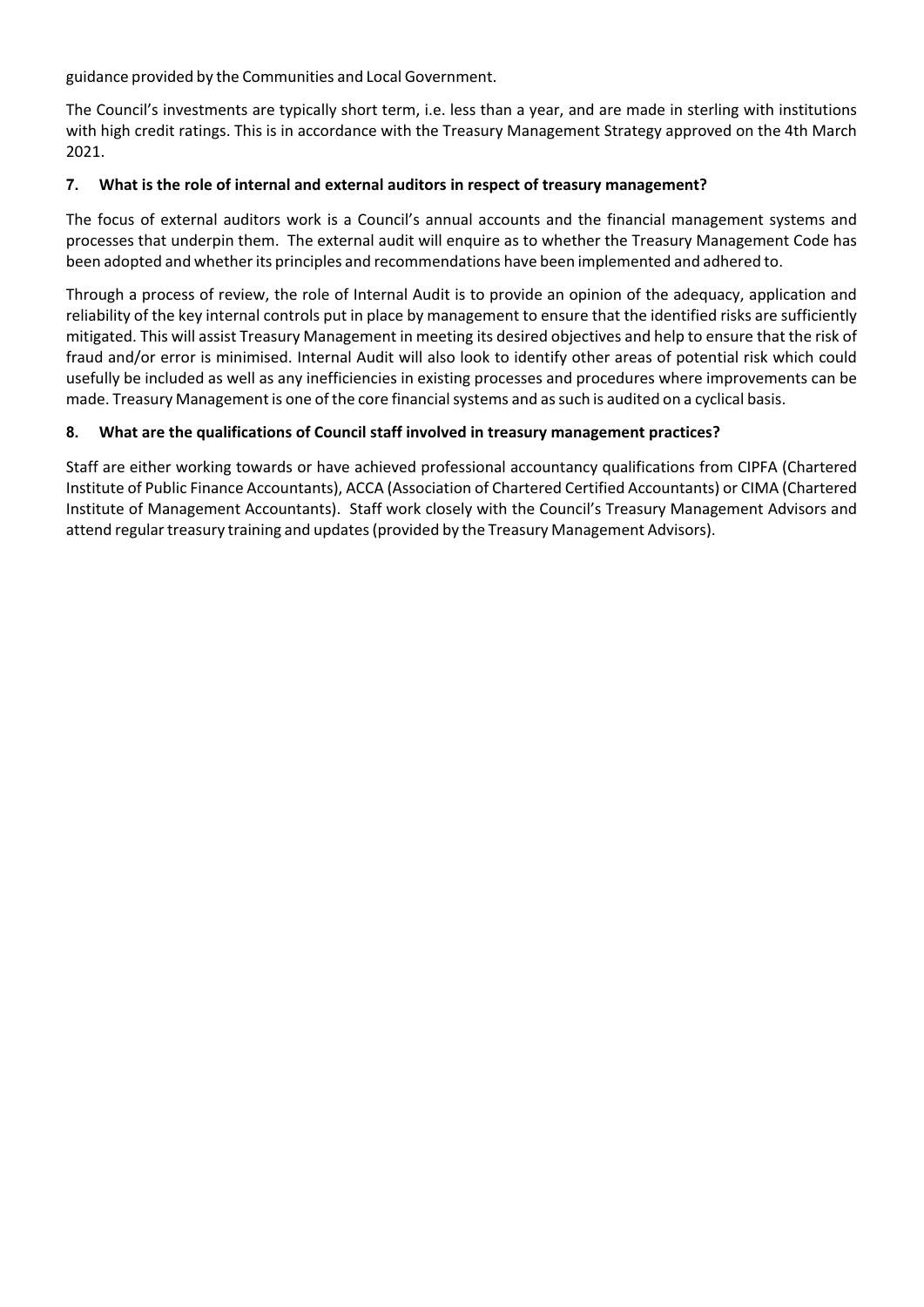guidance provided by the Communities and Local Government.

The Council's investments are typically short term, i.e. less than a year, and are made in sterling with institutions with high credit ratings. This is in accordance with the Treasury Management Strategy approved on the 4th March 2021.

### 7. What is the role of internal and external auditors in respect of treasury management?

The focus of external auditors work is a Council's annual accounts and the financial management systems and processes that underpin them. The external audit will enquire as to whether the Treasury Management Code has been adopted and whether its principles and recommendations have been implemented and adhered to.

Through a process of review, the role of Internal Audit is to provide an opinion of the adequacy, application and reliability of the key internal controls put in place by management to ensure that the identified risks are sufficiently mitigated. This will assist Treasury Management in meeting its desired objectives and help to ensure that the risk of fraud and/or error is minimised. Internal Audit will also look to identify other areas of potential risk which could usefully be included as well as any inefficiencies in existing processes and procedures where improvements can be made. Treasury Management is one of the core financial systems and as such is audited on a cyclical basis.

### 8. What are the qualifications of Council staff involved in treasury management practices?

Staff are either working towards or have achieved professional accountancy qualifications from CIPFA (Chartered Institute of Public Finance Accountants), ACCA (Association of Chartered Certified Accountants) or CIMA (Chartered Institute of Management Accountants). Staff work closely with the Council's Treasury Management Advisors and attend regular treasury training and updates (provided by the Treasury Management Advisors).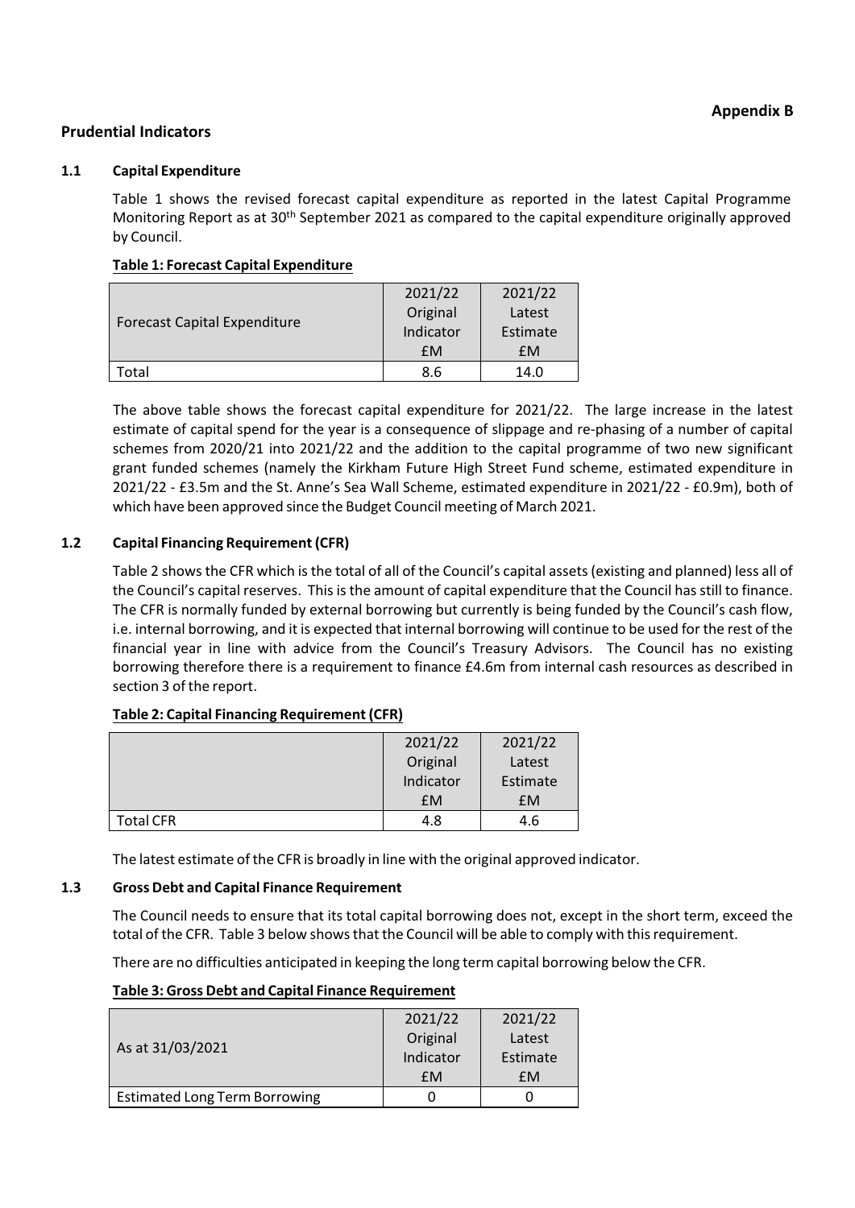**Appendix B**

## Prudential Indicators

### 1.1 Capital Expenditure

Table 1 shows the revised forecast capital expenditure as reported in the latest Capital Programme Monitoring Report as at 30th September 2021 as compared to the capital expenditure originally approved by Council.

**Table 1: Forecast Capital Expenditure**

| Forecast Capital Expenditure | 2021/22 Original Indicator £M | 2021/22 Latest Estimate £M |
|---|---|---|
| Total | 8.6 | 14.0 |

The above table shows the forecast capital expenditure for 2021/22. The large increase in the latest estimate of capital spend for the year is a consequence of slippage and re-phasing of a number of capital schemes from 2020/21 into 2021/22 and the addition to the capital programme of two new significant grant funded schemes (namely the Kirkham Future High Street Fund scheme, estimated expenditure in 2021/22 - £3.5m and the St. Anne's Sea Wall Scheme, estimated expenditure in 2021/22 - £0.9m), both of which have been approved since the Budget Council meeting of March 2021.

### 1.2 Capital Financing Requirement (CFR)

Table 2 shows the CFR which is the total of all of the Council's capital assets (existing and planned) less all of the Council's capital reserves. This is the amount of capital expenditure that the Council has still to finance. The CFR is normally funded by external borrowing but currently is being funded by the Council's cash flow, i.e. internal borrowing, and it is expected that internal borrowing will continue to be used for the rest of the financial year in line with advice from the Council's Treasury Advisors. The Council has no existing borrowing therefore there is a requirement to finance £4.6m from internal cash resources as described in section 3 of the report.

**Table 2: Capital Financing Requirement (CFR)**

| | 2021/22 Original Indicator £M | 2021/22 Latest Estimate £M |
|---|---|---|
| Total CFR | 4.8 | 4.6 |

The latest estimate of the CFR is broadly in line with the original approved indicator.

### 1.3 Gross Debt and Capital Finance Requirement

The Council needs to ensure that its total capital borrowing does not, except in the short term, exceed the total of the CFR. Table 3 below shows that the Council will be able to comply with this requirement.

There are no difficulties anticipated in keeping the long term capital borrowing below the CFR.

**Table 3: Gross Debt and Capital Finance Requirement**

| As at 31/03/2021 | 2021/22 Original Indicator £M | 2021/22 Latest Estimate £M |
|---|---|---|
| Estimated Long Term Borrowing | 0 | 0 |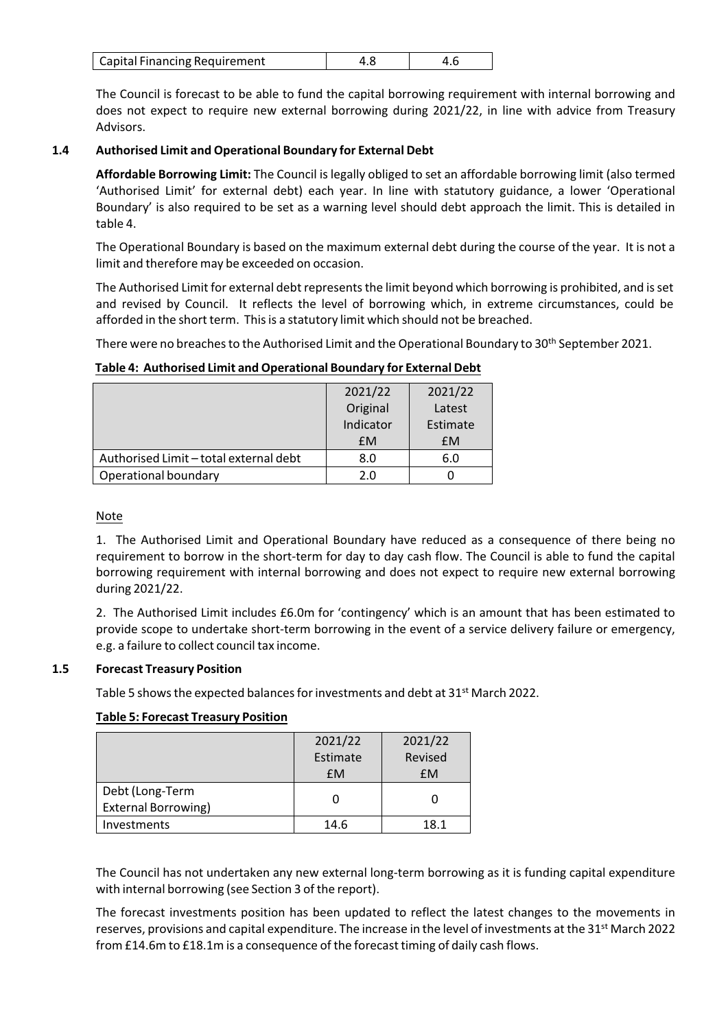| Capital Financing Requirement | 4.8 | 4.6 |
|---|---|---|

The Council is forecast to be able to fund the capital borrowing requirement with internal borrowing and does not expect to require new external borrowing during 2021/22, in line with advice from Treasury Advisors.

### 1.4 Authorised Limit and Operational Boundary for External Debt

**Affordable Borrowing Limit:** The Council is legally obliged to set an affordable borrowing limit (also termed 'Authorised Limit' for external debt) each year. In line with statutory guidance, a lower 'Operational Boundary' is also required to be set as a warning level should debt approach the limit. This is detailed in table 4.

The Operational Boundary is based on the maximum external debt during the course of the year. It is not a limit and therefore may be exceeded on occasion.

The Authorised Limit for external debt represents the limit beyond which borrowing is prohibited, and is set and revised by Council. It reflects the level of borrowing which, in extreme circumstances, could be afforded in the short term. This is a statutory limit which should not be breached.

There were no breaches to the Authorised Limit and the Operational Boundary to 30th September 2021.

**Table 4: Authorised Limit and Operational Boundary for External Debt**

| | 2021/22 Original Indicator £M | 2021/22 Latest Estimate £M |
|---|---|---|
| Authorised Limit – total external debt | 8.0 | 6.0 |
| Operational boundary | 2.0 | 0 |

Note

1. The Authorised Limit and Operational Boundary have reduced as a consequence of there being no requirement to borrow in the short-term for day to day cash flow. The Council is able to fund the capital borrowing requirement with internal borrowing and does not expect to require new external borrowing during 2021/22.

2. The Authorised Limit includes £6.0m for 'contingency' which is an amount that has been estimated to provide scope to undertake short-term borrowing in the event of a service delivery failure or emergency, e.g. a failure to collect council tax income.

### 1.5 Forecast Treasury Position

Table 5 shows the expected balances for investments and debt at 31st March 2022.

**Table 5: Forecast Treasury Position**

| | 2021/22 Estimate £M | 2021/22 Revised £M |
|---|---|---|
| Debt (Long-Term External Borrowing) | 0 | 0 |
| Investments | 14.6 | 18.1 |

The Council has not undertaken any new external long-term borrowing as it is funding capital expenditure with internal borrowing (see Section 3 of the report).

The forecast investments position has been updated to reflect the latest changes to the movements in reserves, provisions and capital expenditure. The increase in the level of investments at the 31st March 2022 from £14.6m to £18.1m is a consequence of the forecast timing of daily cash flows.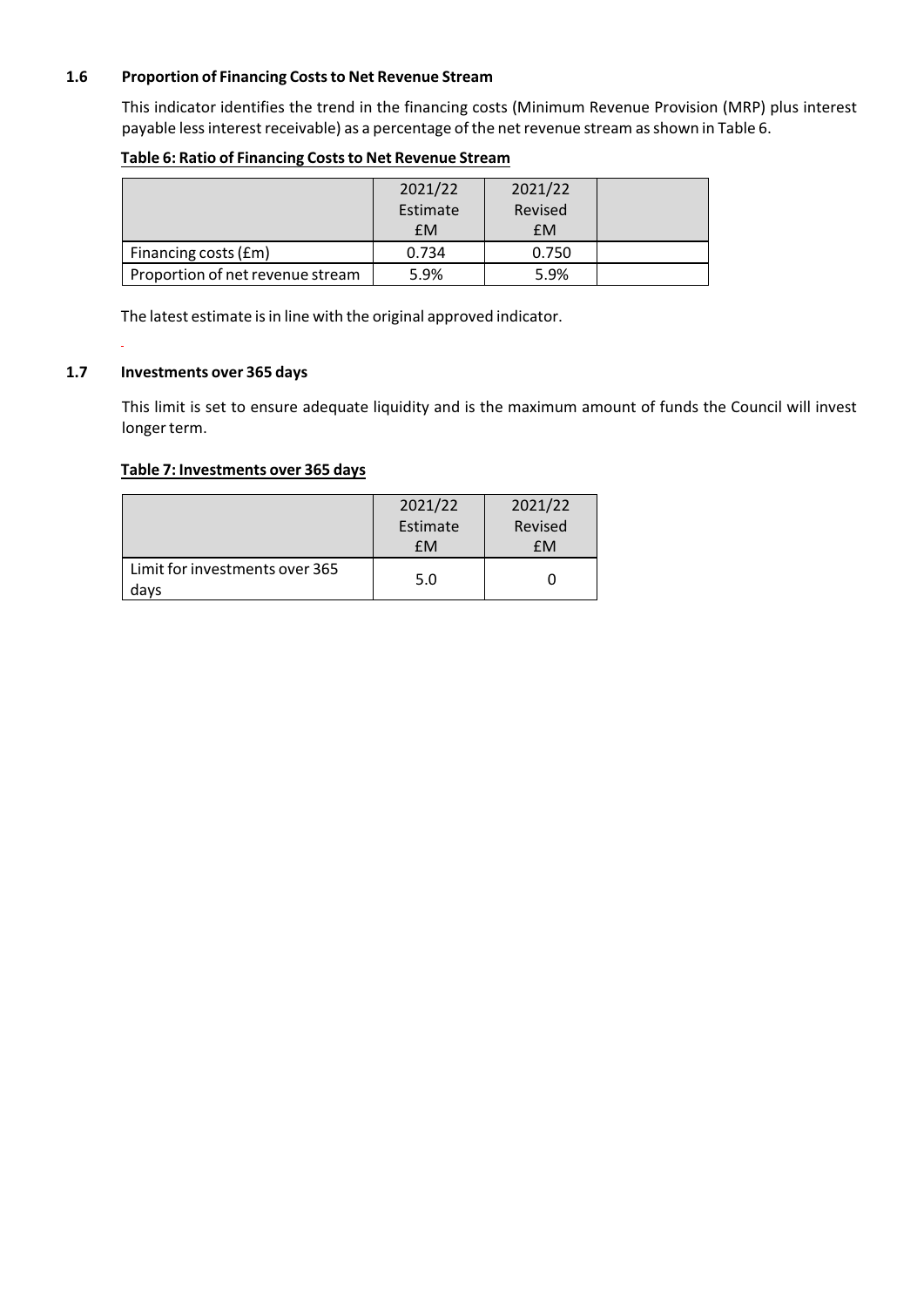### 1.6 Proportion of Financing Costs to Net Revenue Stream

This indicator identifies the trend in the financing costs (Minimum Revenue Provision (MRP) plus interest payable less interest receivable) as a percentage of the net revenue stream as shown in Table 6.

**Table 6: Ratio of Financing Costs to Net Revenue Stream**

| | 2021/22 Estimate £M | 2021/22 Revised £M | |
|---|---|---|---|
| Financing costs (£m) | 0.734 | 0.750 | |
| Proportion of net revenue stream | 5.9% | 5.9% | |

The latest estimate is in line with the original approved indicator.

### 1.7 Investments over 365 days

This limit is set to ensure adequate liquidity and is the maximum amount of funds the Council will invest longer term.

**Table 7: Investments over 365 days**

| | 2021/22 Estimate £M | 2021/22 Revised £M |
|---|---|---|
| Limit for investments over 365 days | 5.0 | 0 |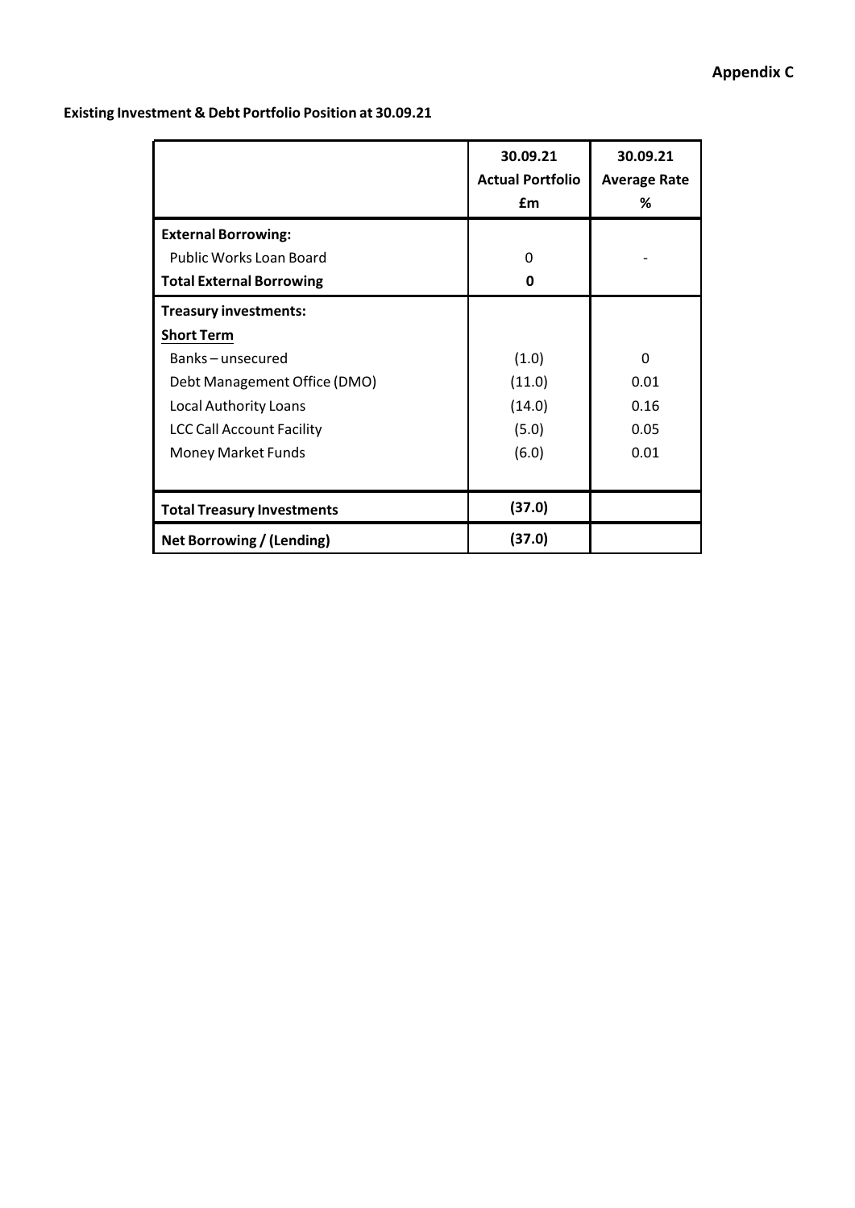**Appendix C**

**Existing Investment & Debt Portfolio Position at 30.09.21**

| | 30.09.21 Actual Portfolio £m | 30.09.21 Average Rate % |
|---|---|---|
| **External Borrowing:** | | |
| Public Works Loan Board | 0 | - |
| **Total External Borrowing** | **0** | |
| **Treasury investments:** | | |
| **Short Term** | | |
| Banks – unsecured | (1.0) | 0 |
| Debt Management Office (DMO) | (11.0) | 0.01 |
| Local Authority Loans | (14.0) | 0.16 |
| LCC Call Account Facility | (5.0) | 0.05 |
| Money Market Funds | (6.0) | 0.01 |
| **Total Treasury Investments** | **(37.0)** | |
| **Net Borrowing / (Lending)** | **(37.0)** | |